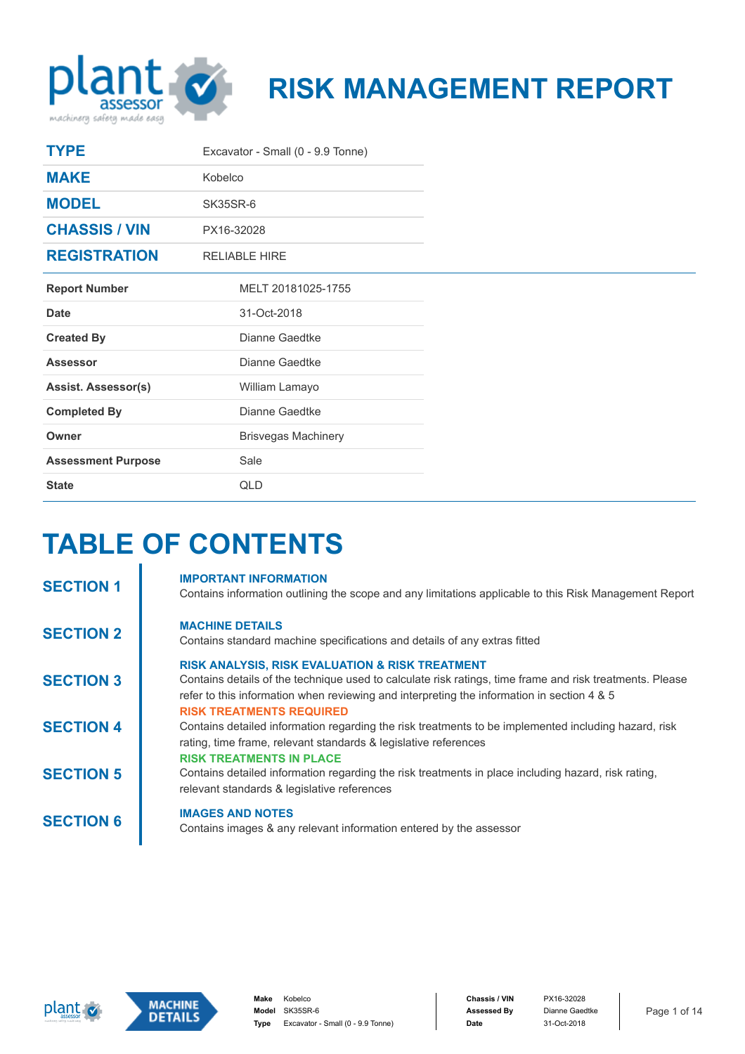# RISK MANAGEMENT REPORT

| | |
|---|---|
| **TYPE** | Excavator - Small (0 - 9.9 Tonne) |
| **MAKE** | Kobelco |
| **MODEL** | SK35SR-6 |
| **CHASSIS / VIN** | PX16-32028 |
| **REGISTRATION** | RELIABLE HIRE |

| | |
|---|---|
| **Report Number** | MELT 20181025-1755 |
| **Date** | 31-Oct-2018 |
| **Created By** | Dianne Gaedtke |
| **Assessor** | Dianne Gaedtke |
| **Assist. Assessor(s)** | William Lamayo |
| **Completed By** | Dianne Gaedtke |
| **Owner** | Brisvegas Machinery |
| **Assessment Purpose** | Sale |
| **State** | QLD |

# TABLE OF CONTENTS

**SECTION 1** — **IMPORTANT INFORMATION**
Contains information outlining the scope and any limitations applicable to this Risk Management Report

**SECTION 2** — **MACHINE DETAILS**
Contains standard machine specifications and details of any extras fitted

**SECTION 3** — **RISK ANALYSIS, RISK EVALUATION & RISK TREATMENT**
Contains details of the technique used to calculate risk ratings, time frame and risk treatments. Please refer to this information when reviewing and interpreting the information in section 4 & 5

**SECTION 4** — **RISK TREATMENTS REQUIRED**
Contains detailed information regarding the risk treatments to be implemented including hazard, risk rating, time frame, relevant standards & legislative references

**SECTION 5** — **RISK TREATMENTS IN PLACE**
Contains detailed information regarding the risk treatments in place including hazard, risk rating, relevant standards & legislative references

**SECTION 6** — **IMAGES AND NOTES**
Contains images & any relevant information entered by the assessor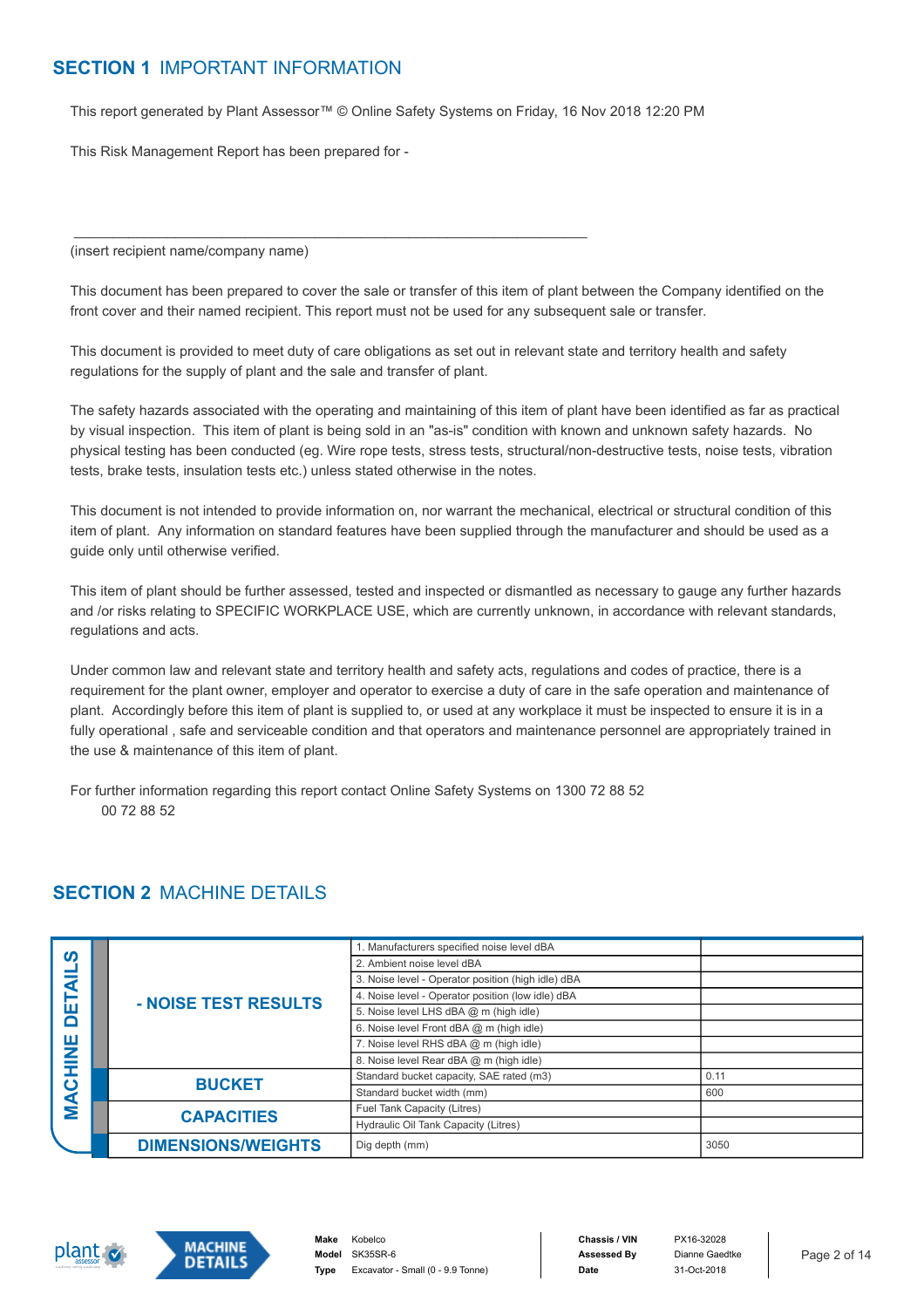## SECTION 1 IMPORTANT INFORMATION

This report generated by Plant Assessor™ © Online Safety Systems on Friday, 16 Nov 2018 12:20 PM

This Risk Management Report has been prepared for -

\_\_\_\_\_\_\_\_\_\_\_\_\_\_\_\_\_\_\_\_\_\_\_\_\_\_\_\_\_\_\_\_\_\_\_\_\_\_\_\_\_\_\_\_\_\_\_\_\_\_\_\_\_\_\_\_\_\_\_\_\_\_\_\_

(insert recipient name/company name)

This document has been prepared to cover the sale or transfer of this item of plant between the Company identified on the front cover and their named recipient. This report must not be used for any subsequent sale or transfer.

This document is provided to meet duty of care obligations as set out in relevant state and territory health and safety regulations for the supply of plant and the sale and transfer of plant.

The safety hazards associated with the operating and maintaining of this item of plant have been identified as far as practical by visual inspection. This item of plant is being sold in an "as-is" condition with known and unknown safety hazards. No physical testing has been conducted (eg. Wire rope tests, stress tests, structural/non-destructive tests, noise tests, vibration tests, brake tests, insulation tests etc.) unless stated otherwise in the notes.

This document is not intended to provide information on, nor warrant the mechanical, electrical or structural condition of this item of plant. Any information on standard features have been supplied through the manufacturer and should be used as a guide only until otherwise verified.

This item of plant should be further assessed, tested and inspected or dismantled as necessary to gauge any further hazards and /or risks relating to SPECIFIC WORKPLACE USE, which are currently unknown, in accordance with relevant standards, regulations and acts.

Under common law and relevant state and territory health and safety acts, regulations and codes of practice, there is a requirement for the plant owner, employer and operator to exercise a duty of care in the safe operation and maintenance of plant. Accordingly before this item of plant is supplied to, or used at any workplace it must be inspected to ensure it is in a fully operational , safe and serviceable condition and that operators and maintenance personnel are appropriately trained in the use & maintenance of this item of plant.

For further information regarding this report contact Online Safety Systems on 1300 72 88 52
00 72 88 52

## SECTION 2 MACHINE DETAILS

**MACHINE DETAILS**

| Category | Item | Value |
|---|---|---|
| - NOISE TEST RESULTS | 1. Manufacturers specified noise level dBA | |
| | 2. Ambient noise level dBA | |
| | 3. Noise level - Operator position (high idle) dBA | |
| | 4. Noise level - Operator position (low idle) dBA | |
| | 5. Noise level LHS dBA @ m (high idle) | |
| | 6. Noise level Front dBA @ m (high idle) | |
| | 7. Noise level RHS dBA @ m (high idle) | |
| | 8. Noise level Rear dBA @ m (high idle) | |
| BUCKET | Standard bucket capacity, SAE rated (m3) | 0.11 |
| | Standard bucket width (mm) | 600 |
| CAPACITIES | Fuel Tank Capacity (Litres) | |
| | Hydraulic Oil Tank Capacity (Litres) | |
| DIMENSIONS/WEIGHTS | Dig depth (mm) | 3050 |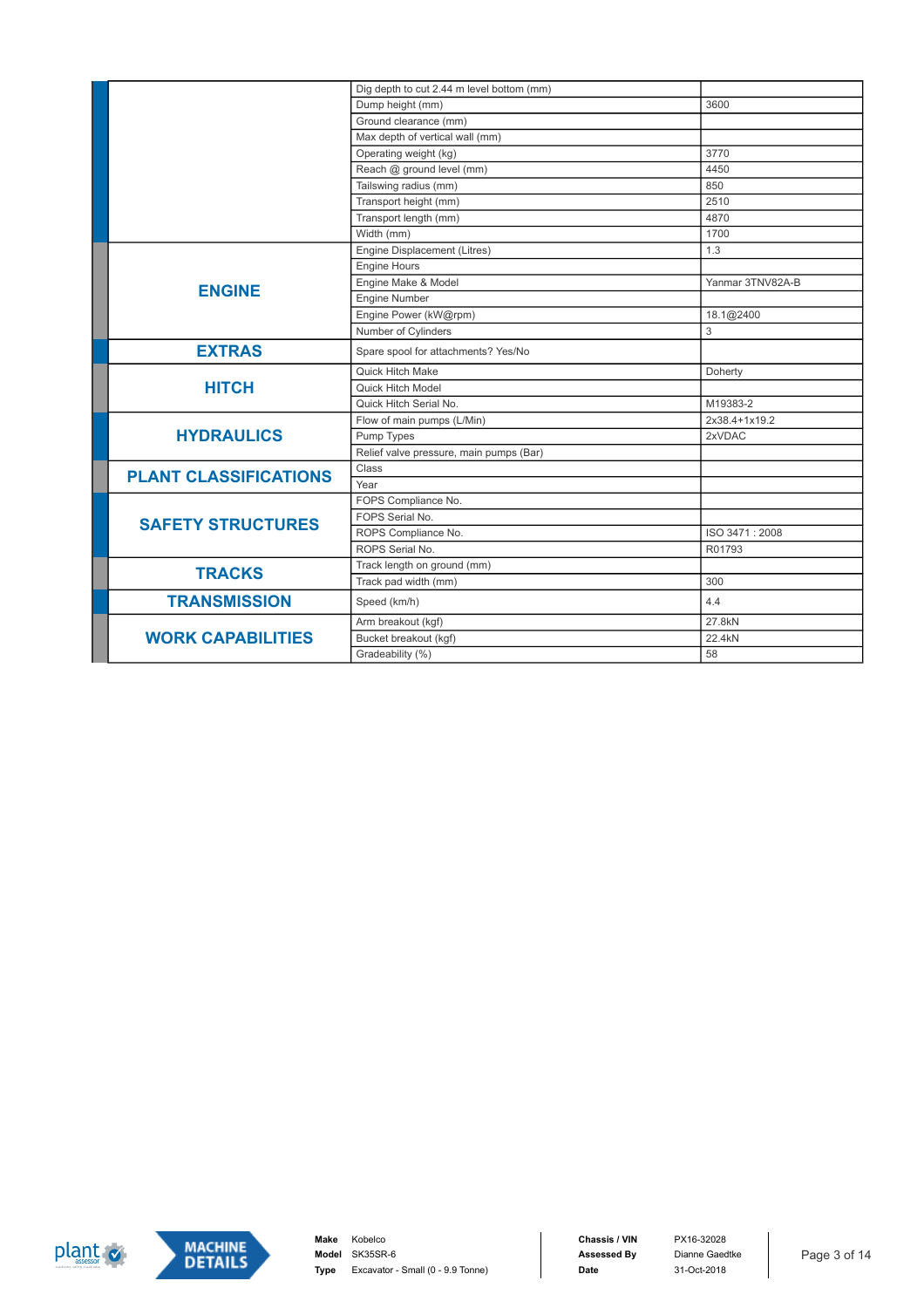| | | |
|---|---|---|
| | Dig depth to cut 2.44 m level bottom (mm) | |
| | Dump height (mm) | 3600 |
| | Ground clearance (mm) | |
| | Max depth of vertical wall (mm) | |
| | Operating weight (kg) | 3770 |
| | Reach @ ground level (mm) | 4450 |
| | Tailswing radius (mm) | 850 |
| | Transport height (mm) | 2510 |
| | Transport length (mm) | 4870 |
| | Width (mm) | 1700 |
| **ENGINE** | Engine Displacement (Litres) | 1.3 |
| | Engine Hours | |
| | Engine Make & Model | Yanmar 3TNV82A-B |
| | Engine Number | |
| | Engine Power (kW@rpm) | 18.1@2400 |
| | Number of Cylinders | 3 |
| **EXTRAS** | Spare spool for attachments? Yes/No | |
| **HITCH** | Quick Hitch Make | Doherty |
| | Quick Hitch Model | |
| | Quick Hitch Serial No. | M19383-2 |
| **HYDRAULICS** | Flow of main pumps (L/Min) | 2x38.4+1x19.2 |
| | Pump Types | 2xVDAC |
| | Relief valve pressure, main pumps (Bar) | |
| **PLANT CLASSIFICATIONS** | Class | |
| | Year | |
| **SAFETY STRUCTURES** | FOPS Compliance No. | |
| | FOPS Serial No. | |
| | ROPS Compliance No. | ISO 3471 : 2008 |
| | ROPS Serial No. | R01793 |
| **TRACKS** | Track length on ground (mm) | |
| | Track pad width (mm) | 300 |
| **TRANSMISSION** | Speed (km/h) | 4.4 |
| **WORK CAPABILITIES** | Arm breakout (kgf) | 27.8kN |
| | Bucket breakout (kgf) | 22.4kN |
| | Gradeability (%) | 58 |

**MACHINE DETAILS**

| | | | |
|---|---|---|---|
| **Make** | Kobelco | **Chassis / VIN** | PX16-32028 |
| **Model** | SK35SR-6 | **Assessed By** | Dianne Gaedtke |
| **Type** | Excavator - Small (0 - 9.9 Tonne) | **Date** | 31-Oct-2018 |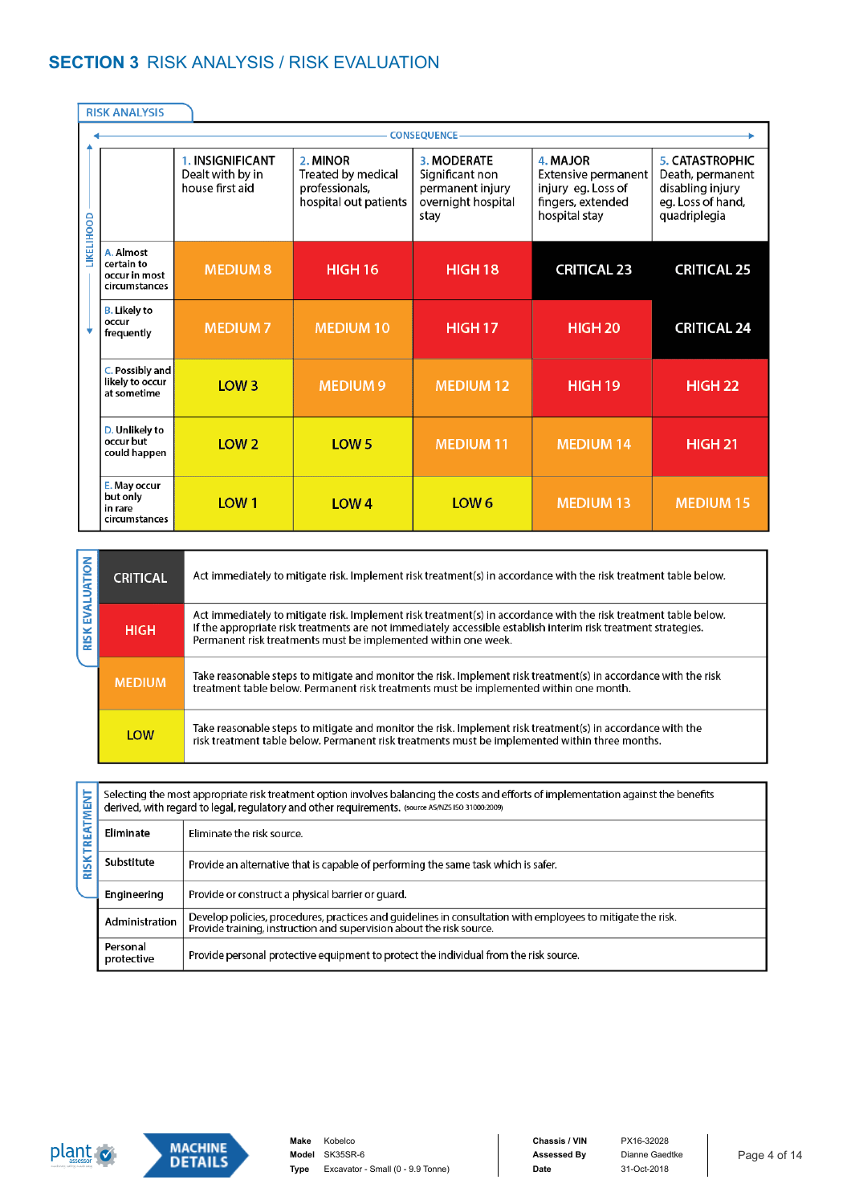# SECTION 3 RISK ANALYSIS / RISK EVALUATION

## RISK ANALYSIS

| LIKELIHOOD \ CONSEQUENCE | 1. INSIGNIFICANT Dealt with by in house first aid | 2. MINOR Treated by medical professionals, hospital out patients | 3. MODERATE Significant non permanent injury overnight hospital stay | 4. MAJOR Extensive permanent injury eg. Loss of fingers, extended hospital stay | 5. CATASTROPHIC Death, permanent disabling injury eg. Loss of hand, quadriplegia |
|---|---|---|---|---|---|
| A. Almost certain to occur in most circumstances | MEDIUM 8 | HIGH 16 | HIGH 18 | CRITICAL 23 | CRITICAL 25 |
| B. Likely to occur frequently | MEDIUM 7 | MEDIUM 10 | HIGH 17 | HIGH 20 | CRITICAL 24 |
| C. Possibly and likely to occur at sometime | LOW 3 | MEDIUM 9 | MEDIUM 12 | HIGH 19 | HIGH 22 |
| D. Unlikely to occur but could happen | LOW 2 | LOW 5 | MEDIUM 11 | MEDIUM 14 | HIGH 21 |
| E. May occur but only in rare circumstances | LOW 1 | LOW 4 | LOW 6 | MEDIUM 13 | MEDIUM 15 |

## RISK EVALUATION

| | |
|---|---|
| CRITICAL | Act immediately to mitigate risk. Implement risk treatment(s) in accordance with the risk treatment table below. |
| HIGH | Act immediately to mitigate risk. Implement risk treatment(s) in accordance with the risk treatment table below. If the appropriate risk treatments are not immediately accessible establish interim risk treatment strategies. Permanent risk treatments must be implemented within one week. |
| MEDIUM | Take reasonable steps to mitigate and monitor the risk. Implement risk treatment(s) in accordance with the risk treatment table below. Permanent risk treatments must be implemented within one month. |
| LOW | Take reasonable steps to mitigate and monitor the risk. Implement risk treatment(s) in accordance with the risk treatment table below. Permanent risk treatments must be implemented within three months. |

## RISK TREATMENT

Selecting the most appropriate risk treatment option involves balancing the costs and efforts of implementation against the benefits derived, with regard to legal, regulatory and other requirements. (source AS/NZS ISO 31000:2009)

| | |
|---|---|
| Eliminate | Eliminate the risk source. |
| Substitute | Provide an alternative that is capable of performing the same task which is safer. |
| Engineering | Provide or construct a physical barrier or guard. |
| Administration | Develop policies, procedures, practices and guidelines in consultation with employees to mitigate the risk. Provide training, instruction and supervision about the risk source. |
| Personal protective | Provide personal protective equipment to protect the individual from the risk source. |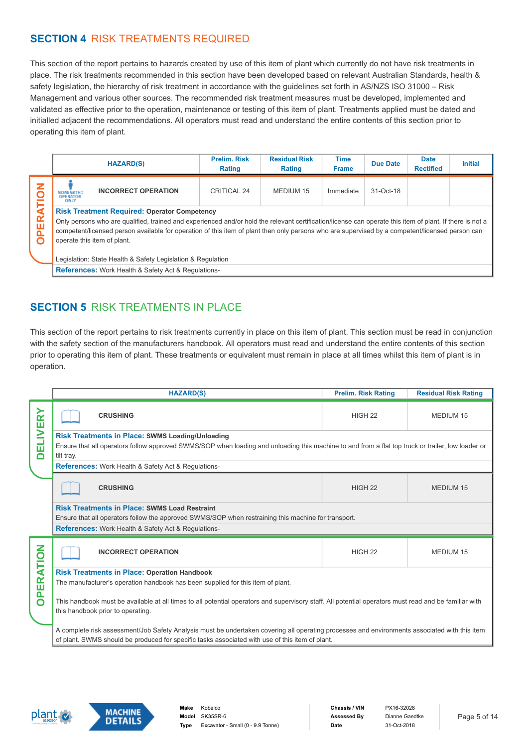## SECTION 4 RISK TREATMENTS REQUIRED

This section of the report pertains to hazards created by use of this item of plant which currently do not have risk treatments in place. The risk treatments recommended in this section have been developed based on relevant Australian Standards, health & safety legislation, the hierarchy of risk treatment in accordance with the guidelines set forth in AS/NZS ISO 31000 – Risk Management and various other sources. The recommended risk treatment measures must be developed, implemented and validated as effective prior to the operation, maintenance or testing of this item of plant. Treatments applied must be dated and initialled adjacent the recommendations. All operators must read and understand the entire contents of this section prior to operating this item of plant.

**OPERATION**

| HAZARD(S) | Prelim. Risk Rating | Residual Risk Rating | Time Frame | Due Date | Date Rectified | Initial |
|---|---|---|---|---|---|---|
| NOMINATED OPERATOR ONLY — **INCORRECT OPERATION** | CRITICAL 24 | MEDIUM 15 | Immediate | 31-Oct-18 | | |

**Risk Treatment Required:** **Operator Competency**

Only persons who are qualified, trained and experienced and/or hold the relevant certification/license can operate this item of plant. If there is not a competent/licensed person available for operation of this item of plant then only persons who are supervised by a competent/licensed person can operate this item of plant.

Legislation: State Health & Safety Legislation & Regulation

**References:** Work Health & Safety Act & Regulations-

## SECTION 5 RISK TREATMENTS IN PLACE

This section of the report pertains to risk treatments currently in place on this item of plant. This section must be read in conjunction with the safety section of the manufacturers handbook. All operators must read and understand the entire contents of this section prior to operating this item of plant. These treatments or equivalent must remain in place at all times whilst this item of plant is in operation.

**DELIVERY**

| HAZARD(S) | Prelim. Risk Rating | Residual Risk Rating |
|---|---|---|
| **CRUSHING** | HIGH 22 | MEDIUM 15 |

**Risk Treatments in Place:** **SWMS Loading/Unloading**

Ensure that all operators follow approved SWMS/SOP when loading and unloading this machine to and from a flat top truck or trailer, low loader or tilt tray.

**References:** Work Health & Safety Act & Regulations-

| HAZARD(S) | Prelim. Risk Rating | Residual Risk Rating |
|---|---|---|
| **CRUSHING** | HIGH 22 | MEDIUM 15 |

**Risk Treatments in Place:** **SWMS Load Restraint**

Ensure that all operators follow the approved SWMS/SOP when restraining this machine for transport.

**References:** Work Health & Safety Act & Regulations-

**OPERATION**

| HAZARD(S) | Prelim. Risk Rating | Residual Risk Rating |
|---|---|---|
| **INCORRECT OPERATION** | HIGH 22 | MEDIUM 15 |

**Risk Treatments in Place:** **Operation Handbook**

The manufacturer's operation handbook has been supplied for this item of plant.

This handbook must be available at all times to all potential operators and supervisory staff. All potential operators must read and be familiar with this handbook prior to operating.

A complete risk assessment/Job Safety Analysis must be undertaken covering all operating processes and environments associated with this item of plant. SWMS should be produced for specific tasks associated with use of this item of plant.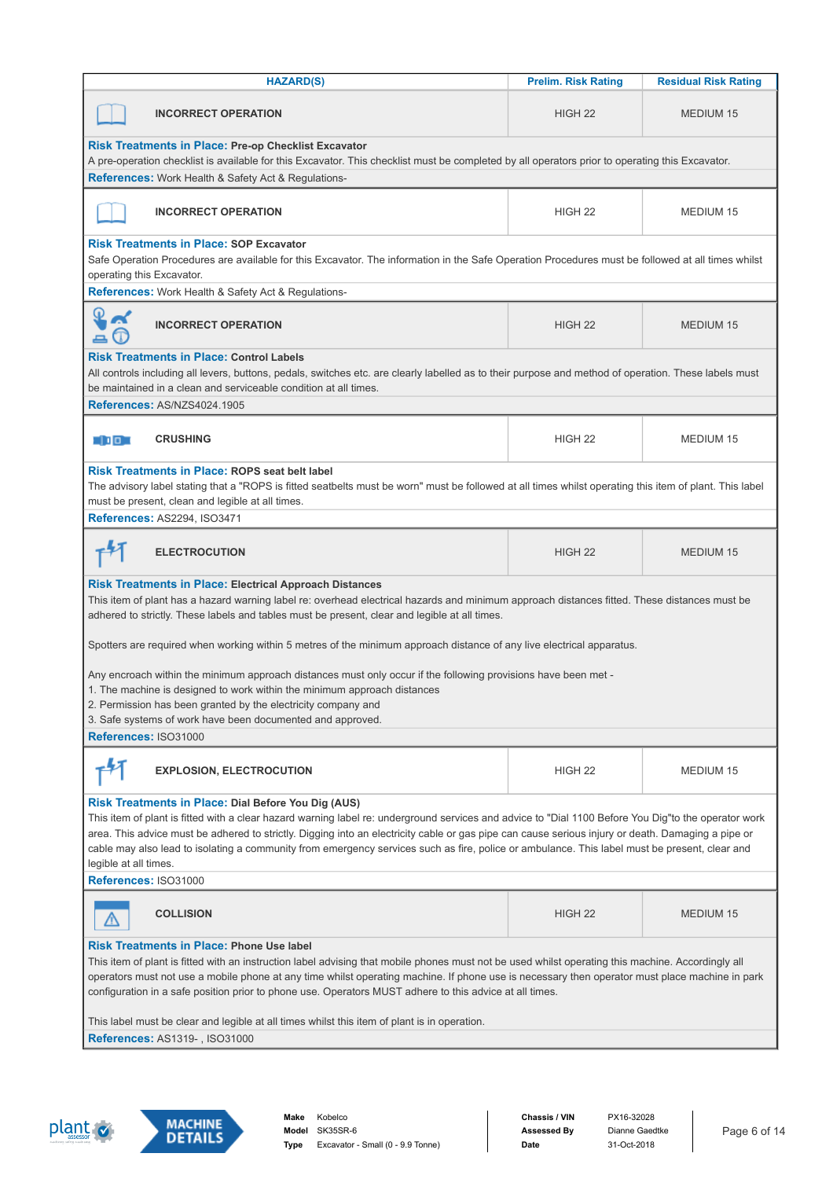| HAZARD(S) | Prelim. Risk Rating | Residual Risk Rating |
|---|---|---|
| INCORRECT OPERATION | HIGH 22 | MEDIUM 15 |

**Risk Treatments in Place:** Pre-op Checklist Excavator
A pre-operation checklist is available for this Excavator. This checklist must be completed by all operators prior to operating this Excavator.
**References:** Work Health & Safety Act & Regulations-

| HAZARD(S) | Prelim. Risk Rating | Residual Risk Rating |
|---|---|---|
| INCORRECT OPERATION | HIGH 22 | MEDIUM 15 |

**Risk Treatments in Place:** SOP Excavator
Safe Operation Procedures are available for this Excavator. The information in the Safe Operation Procedures must be followed at all times whilst operating this Excavator.
**References:** Work Health & Safety Act & Regulations-

| HAZARD(S) | Prelim. Risk Rating | Residual Risk Rating |
|---|---|---|
| INCORRECT OPERATION | HIGH 22 | MEDIUM 15 |

**Risk Treatments in Place:** Control Labels
All controls including all levers, buttons, pedals, switches etc. are clearly labelled as to their purpose and method of operation. These labels must be maintained in a clean and serviceable condition at all times.
**References:** AS/NZS4024.1905

| HAZARD(S) | Prelim. Risk Rating | Residual Risk Rating |
|---|---|---|
| CRUSHING | HIGH 22 | MEDIUM 15 |

**Risk Treatments in Place:** ROPS seat belt label
The advisory label stating that a "ROPS is fitted seatbelts must be worn" must be followed at all times whilst operating this item of plant. This label must be present, clean and legible at all times.
**References:** AS2294, ISO3471

| HAZARD(S) | Prelim. Risk Rating | Residual Risk Rating |
|---|---|---|
| ELECTROCUTION | HIGH 22 | MEDIUM 15 |

**Risk Treatments in Place:** Electrical Approach Distances
This item of plant has a hazard warning label re: overhead electrical hazards and minimum approach distances fitted. These distances must be adhered to strictly. These labels and tables must be present, clear and legible at all times.

Spotters are required when working within 5 metres of the minimum approach distance of any live electrical apparatus.

Any encroach within the minimum approach distances must only occur if the following provisions have been met -
1. The machine is designed to work within the minimum approach distances
2. Permission has been granted by the electricity company and
3. Safe systems of work have been documented and approved.

**References:** ISO31000

| HAZARD(S) | Prelim. Risk Rating | Residual Risk Rating |
|---|---|---|
| EXPLOSION, ELECTROCUTION | HIGH 22 | MEDIUM 15 |

**Risk Treatments in Place:** Dial Before You Dig (AUS)
This item of plant is fitted with a clear hazard warning label re: underground services and advice to "Dial 1100 Before You Dig"to the operator work area. This advice must be adhered to strictly. Digging into an electricity cable or gas pipe can cause serious injury or death. Damaging a pipe or cable may also lead to isolating a community from emergency services such as fire, police or ambulance. This label must be present, clear and legible at all times.
**References:** ISO31000

| HAZARD(S) | Prelim. Risk Rating | Residual Risk Rating |
|---|---|---|
| COLLISION | HIGH 22 | MEDIUM 15 |

**Risk Treatments in Place:** Phone Use label
This item of plant is fitted with an instruction label advising that mobile phones must not be used whilst operating this machine. Accordingly all operators must not use a mobile phone at any time whilst operating machine. If phone use is necessary then operator must place machine in park configuration in a safe position prior to phone use. Operators MUST adhere to this advice at all times.

This label must be clear and legible at all times whilst this item of plant is in operation.
**References:** AS1319- , ISO31000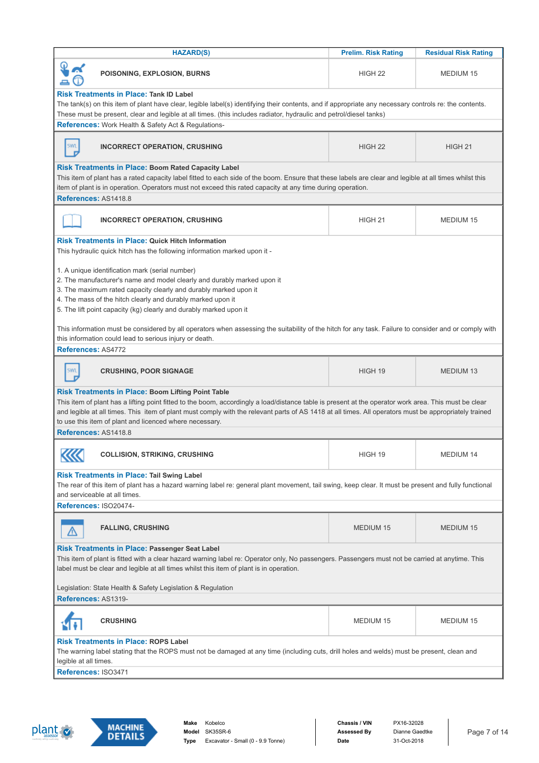| HAZARD(S) | Prelim. Risk Rating | Residual Risk Rating |
|---|---|---|
| POISONING, EXPLOSION, BURNS | HIGH 22 | MEDIUM 15 |

**Risk Treatments in Place:** **Tank ID Label**
The tank(s) on this item of plant have clear, legible label(s) identifying their contents, and if appropriate any necessary controls re: the contents. These must be present, clear and legible at all times. (this includes radiator, hydraulic and petrol/diesel tanks)

**References:** Work Health & Safety Act & Regulations-

| HAZARD(S) | Prelim. Risk Rating | Residual Risk Rating |
|---|---|---|
| INCORRECT OPERATION, CRUSHING | HIGH 22 | HIGH 21 |

**Risk Treatments in Place:** **Boom Rated Capacity Label**
This item of plant has a rated capacity label fitted to each side of the boom. Ensure that these labels are clear and legible at all times whilst this item of plant is in operation. Operators must not exceed this rated capacity at any time during operation.

**References:** AS1418.8

| HAZARD(S) | Prelim. Risk Rating | Residual Risk Rating |
|---|---|---|
| INCORRECT OPERATION, CRUSHING | HIGH 21 | MEDIUM 15 |

**Risk Treatments in Place:** **Quick Hitch Information**
This hydraulic quick hitch has the following information marked upon it -

1. A unique identification mark (serial number)
2. The manufacturer's name and model clearly and durably marked upon it
3. The maximum rated capacity clearly and durably marked upon it
4. The mass of the hitch clearly and durably marked upon it
5. The lift point capacity (kg) clearly and durably marked upon it

This information must be considered by all operators when assessing the suitability of the hitch for any task. Failure to consider and or comply with this information could lead to serious injury or death.

**References:** AS4772

| HAZARD(S) | Prelim. Risk Rating | Residual Risk Rating |
|---|---|---|
| CRUSHING, POOR SIGNAGE | HIGH 19 | MEDIUM 13 |

**Risk Treatments in Place:** **Boom Lifting Point Table**
This item of plant has a lifting point fitted to the boom, accordingly a load/distance table is present at the operator work area. This must be clear and legible at all times. This item of plant must comply with the relevant parts of AS 1418 at all times. All operators must be appropriately trained to use this item of plant and licenced where necessary.

**References:** AS1418.8

| HAZARD(S) | Prelim. Risk Rating | Residual Risk Rating |
|---|---|---|
| COLLISION, STRIKING, CRUSHING | HIGH 19 | MEDIUM 14 |

**Risk Treatments in Place:** **Tail Swing Label**
The rear of this item of plant has a hazard warning label re: general plant movement, tail swing, keep clear. It must be present and fully functional and serviceable at all times.

**References:** ISO20474-

| HAZARD(S) | Prelim. Risk Rating | Residual Risk Rating |
|---|---|---|
| FALLING, CRUSHING | MEDIUM 15 | MEDIUM 15 |

**Risk Treatments in Place:** **Passenger Seat Label**
This item of plant is fitted with a clear hazard warning label re: Operator only, No passengers. Passengers must not be carried at anytime. This label must be clear and legible at all times whilst this item of plant is in operation.

Legislation: State Health & Safety Legislation & Regulation

**References:** AS1319-

| HAZARD(S) | Prelim. Risk Rating | Residual Risk Rating |
|---|---|---|
| CRUSHING | MEDIUM 15 | MEDIUM 15 |

**Risk Treatments in Place:** **ROPS Label**
The warning label stating that the ROPS must not be damaged at any time (including cuts, drill holes and welds) must be present, clean and legible at all times.

**References:** ISO3471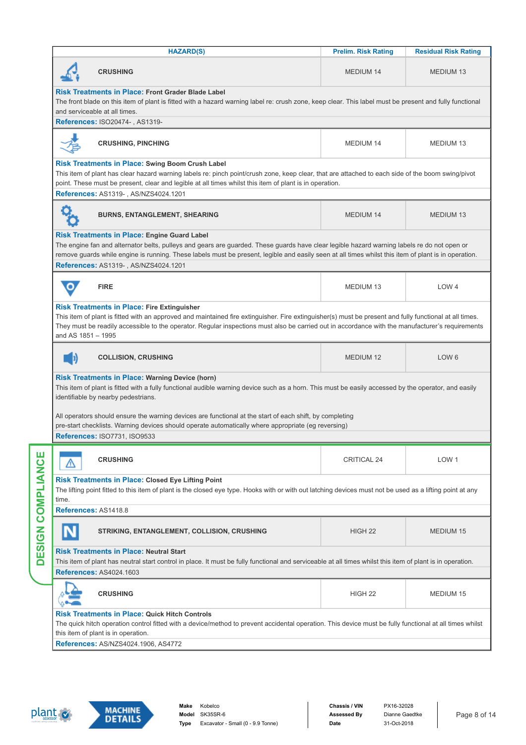| HAZARD(S) | Prelim. Risk Rating | Residual Risk Rating |
|---|---|---|
| CRUSHING | MEDIUM 14 | MEDIUM 13 |

**Risk Treatments in Place:** Front Grader Blade Label

The front blade on this item of plant is fitted with a hazard warning label re: crush zone, keep clear. This label must be present and fully functional and serviceable at all times.

**References:** ISO20474- , AS1319-

| HAZARD(S) | Prelim. Risk Rating | Residual Risk Rating |
|---|---|---|
| CRUSHING, PINCHING | MEDIUM 14 | MEDIUM 13 |

**Risk Treatments in Place:** Swing Boom Crush Label

This item of plant has clear hazard warning labels re: pinch point/crush zone, keep clear, that are attached to each side of the boom swing/pivot point. These must be present, clear and legible at all times whilst this item of plant is in operation.

**References:** AS1319- , AS/NZS4024.1201

| HAZARD(S) | Prelim. Risk Rating | Residual Risk Rating |
|---|---|---|
| BURNS, ENTANGLEMENT, SHEARING | MEDIUM 14 | MEDIUM 13 |

**Risk Treatments in Place:** Engine Guard Label

The engine fan and alternator belts, pulleys and gears are guarded. These guards have clear legible hazard warning labels re do not open or remove guards while engine is running. These labels must be present, legible and easily seen at all times whilst this item of plant is in operation.

**References:** AS1319- , AS/NZS4024.1201

| HAZARD(S) | Prelim. Risk Rating | Residual Risk Rating |
|---|---|---|
| FIRE | MEDIUM 13 | LOW 4 |

**Risk Treatments in Place:** Fire Extinguisher

This item of plant is fitted with an approved and maintained fire extinguisher. Fire extinguisher(s) must be present and fully functional at all times. They must be readily accessible to the operator. Regular inspections must also be carried out in accordance with the manufacturer's requirements and AS 1851 – 1995

| HAZARD(S) | Prelim. Risk Rating | Residual Risk Rating |
|---|---|---|
| COLLISION, CRUSHING | MEDIUM 12 | LOW 6 |

**Risk Treatments in Place:** Warning Device (horn)

This item of plant is fitted with a fully functional audible warning device such as a horn. This must be easily accessed by the operator, and easily identifiable by nearby pedestrians.

All operators should ensure the warning devices are functional at the start of each shift, by completing pre-start checklists. Warning devices should operate automatically where appropriate (eg reversing)

**References:** ISO7731, ISO9533

## DESIGN COMPLIANCE

| HAZARD(S) | Prelim. Risk Rating | Residual Risk Rating |
|---|---|---|
| CRUSHING | CRITICAL 24 | LOW 1 |

**Risk Treatments in Place:** Closed Eye Lifting Point

The lifting point fitted to this item of plant is the closed eye type. Hooks with or with out latching devices must not be used as a lifting point at any time.

**References:** AS1418.8

| HAZARD(S) | Prelim. Risk Rating | Residual Risk Rating |
|---|---|---|
| STRIKING, ENTANGLEMENT, COLLISION, CRUSHING | HIGH 22 | MEDIUM 15 |

**Risk Treatments in Place:** Neutral Start

This item of plant has neutral start control in place. It must be fully functional and serviceable at all times whilst this item of plant is in operation.

**References:** AS4024.1603

| HAZARD(S) | Prelim. Risk Rating | Residual Risk Rating |
|---|---|---|
| CRUSHING | HIGH 22 | MEDIUM 15 |

**Risk Treatments in Place:** Quick Hitch Controls

The quick hitch operation control fitted with a device/method to prevent accidental operation. This device must be fully functional at all times whilst this item of plant is in operation.

**References:** AS/NZS4024.1906, AS4772

**MACHINE DETAILS**

| | | | |
|---|---|---|---|
| **Make** | Kobelco | **Chassis / VIN** | PX16-32028 |
| **Model** | SK35SR-6 | **Assessed By** | Dianne Gaedtke |
| **Type** | Excavator - Small (0 - 9.9 Tonne) | **Date** | 31-Oct-2018 |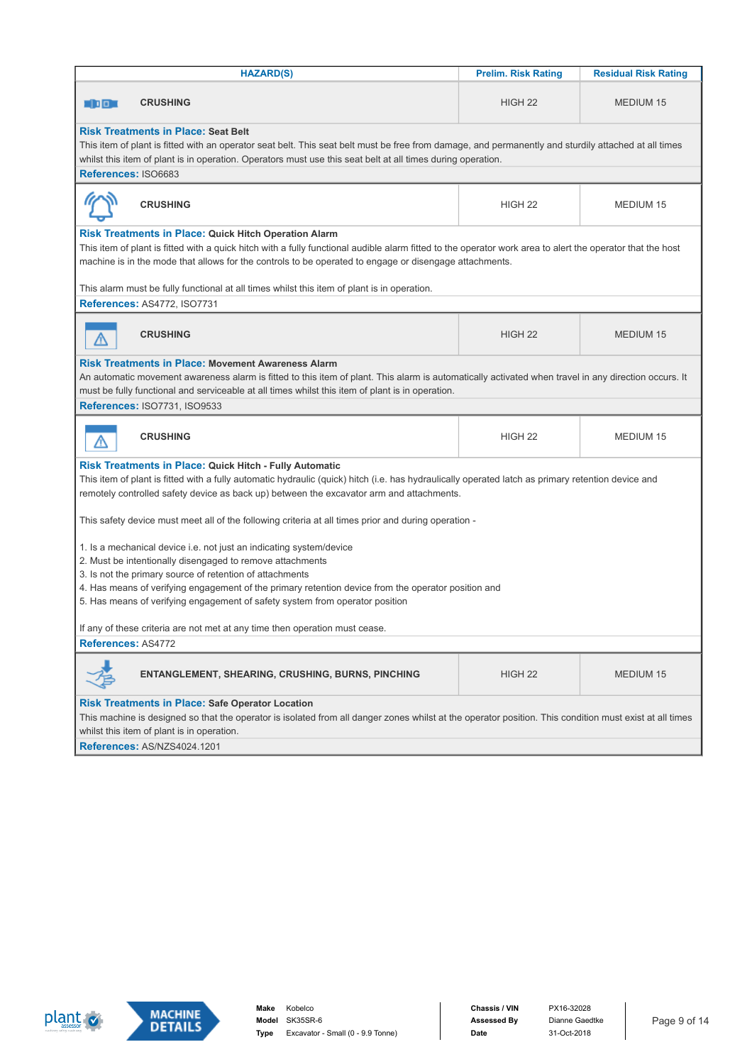| HAZARD(S) | Prelim. Risk Rating | Residual Risk Rating |
|---|---|---|
| CRUSHING | HIGH 22 | MEDIUM 15 |

**Risk Treatments in Place:** **Seat Belt**

This item of plant is fitted with an operator seat belt. This seat belt must be free from damage, and permanently and sturdily attached at all times whilst this item of plant is in operation. Operators must use this seat belt at all times during operation.

**References:** ISO6683

| HAZARD(S) | Prelim. Risk Rating | Residual Risk Rating |
|---|---|---|
| CRUSHING | HIGH 22 | MEDIUM 15 |

**Risk Treatments in Place:** **Quick Hitch Operation Alarm**

This item of plant is fitted with a quick hitch with a fully functional audible alarm fitted to the operator work area to alert the operator that the host machine is in the mode that allows for the controls to be operated to engage or disengage attachments.

This alarm must be fully functional at all times whilst this item of plant is in operation.

**References:** AS4772, ISO7731

| HAZARD(S) | Prelim. Risk Rating | Residual Risk Rating |
|---|---|---|
| CRUSHING | HIGH 22 | MEDIUM 15 |

**Risk Treatments in Place:** **Movement Awareness Alarm**

An automatic movement awareness alarm is fitted to this item of plant. This alarm is automatically activated when travel in any direction occurs. It must be fully functional and serviceable at all times whilst this item of plant is in operation.

**References:** ISO7731, ISO9533

| HAZARD(S) | Prelim. Risk Rating | Residual Risk Rating |
|---|---|---|
| CRUSHING | HIGH 22 | MEDIUM 15 |

**Risk Treatments in Place:** **Quick Hitch - Fully Automatic**

This item of plant is fitted with a fully automatic hydraulic (quick) hitch (i.e. has hydraulically operated latch as primary retention device and remotely controlled safety device as back up) between the excavator arm and attachments.

This safety device must meet all of the following criteria at all times prior and during operation -

1. Is a mechanical device i.e. not just an indicating system/device
2. Must be intentionally disengaged to remove attachments
3. Is not the primary source of retention of attachments
4. Has means of verifying engagement of the primary retention device from the operator position and
5. Has means of verifying engagement of safety system from operator position

If any of these criteria are not met at any time then operation must cease.

**References:** AS4772

| HAZARD(S) | Prelim. Risk Rating | Residual Risk Rating |
|---|---|---|
| ENTANGLEMENT, SHEARING, CRUSHING, BURNS, PINCHING | HIGH 22 | MEDIUM 15 |

**Risk Treatments in Place:** **Safe Operator Location**

This machine is designed so that the operator is isolated from all danger zones whilst at the operator position. This condition must exist at all times whilst this item of plant is in operation.

**References:** AS/NZS4024.1201

**MACHINE DETAILS**

| | | | |
|---|---|---|---|
| **Make** | Kobelco | **Chassis / VIN** | PX16-32028 |
| **Model** | SK35SR-6 | **Assessed By** | Dianne Gaedtke |
| **Type** | Excavator - Small (0 - 9.9 Tonne) | **Date** | 31-Oct-2018 |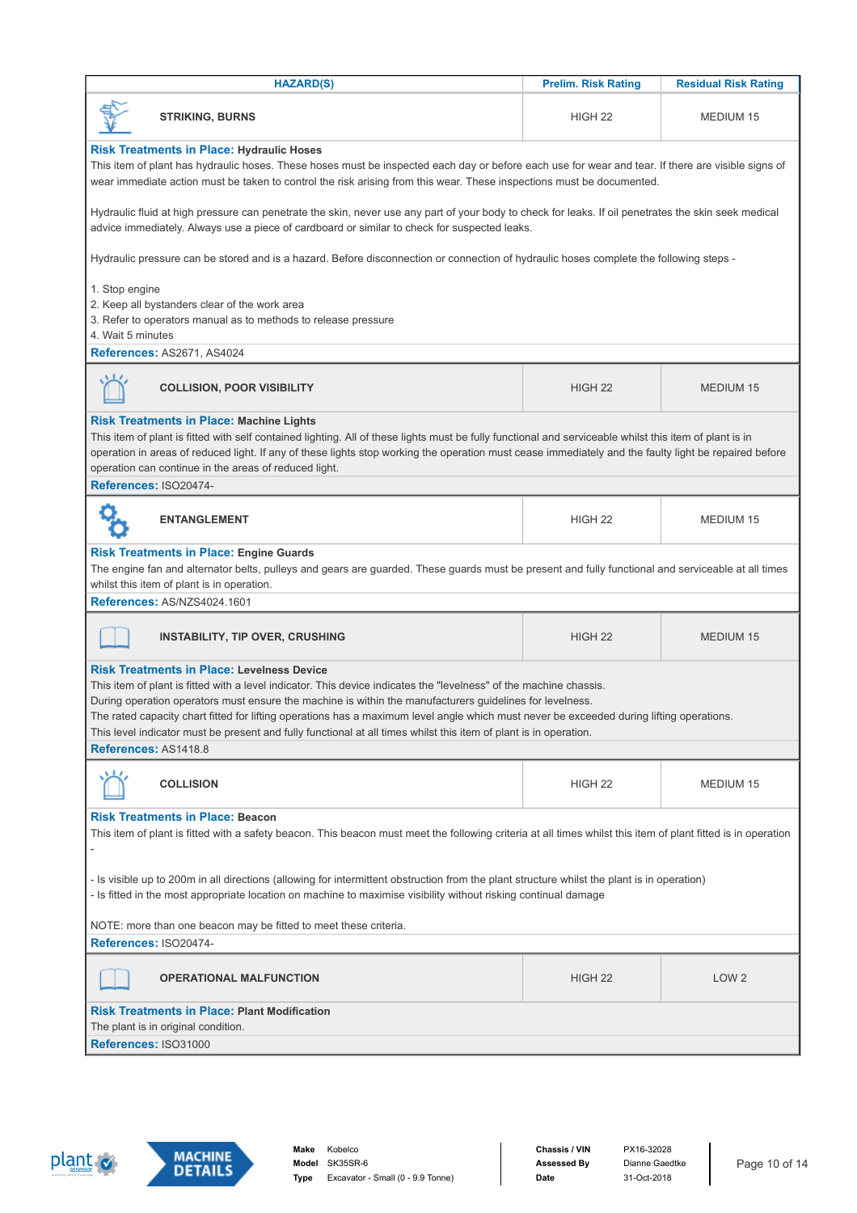| HAZARD(S) | Prelim. Risk Rating | Residual Risk Rating |
|---|---|---|
| STRIKING, BURNS | HIGH 22 | MEDIUM 15 |

**Risk Treatments in Place:** **Hydraulic Hoses**

This item of plant has hydraulic hoses. These hoses must be inspected each day or before each use for wear and tear. If there are visible signs of wear immediate action must be taken to control the risk arising from this wear. These inspections must be documented.

Hydraulic fluid at high pressure can penetrate the skin, never use any part of your body to check for leaks. If oil penetrates the skin seek medical advice immediately. Always use a piece of cardboard or similar to check for suspected leaks.

Hydraulic pressure can be stored and is a hazard. Before disconnection or connection of hydraulic hoses complete the following steps -

1. Stop engine
2. Keep all bystanders clear of the work area
3. Refer to operators manual as to methods to release pressure
4. Wait 5 minutes

**References:** AS2671, AS4024

| HAZARD(S) | Prelim. Risk Rating | Residual Risk Rating |
|---|---|---|
| COLLISION, POOR VISIBILITY | HIGH 22 | MEDIUM 15 |

**Risk Treatments in Place:** **Machine Lights**

This item of plant is fitted with self contained lighting. All of these lights must be fully functional and serviceable whilst this item of plant is in operation in areas of reduced light. If any of these lights stop working the operation must cease immediately and the faulty light be repaired before operation can continue in the areas of reduced light.

**References:** ISO20474-

| HAZARD(S) | Prelim. Risk Rating | Residual Risk Rating |
|---|---|---|
| ENTANGLEMENT | HIGH 22 | MEDIUM 15 |

**Risk Treatments in Place:** **Engine Guards**

The engine fan and alternator belts, pulleys and gears are guarded. These guards must be present and fully functional and serviceable at all times whilst this item of plant is in operation.

**References:** AS/NZS4024.1601

| HAZARD(S) | Prelim. Risk Rating | Residual Risk Rating |
|---|---|---|
| INSTABILITY, TIP OVER, CRUSHING | HIGH 22 | MEDIUM 15 |

**Risk Treatments in Place:** **Levelness Device**

This item of plant is fitted with a level indicator. This device indicates the "levelness" of the machine chassis.
During operation operators must ensure the machine is within the manufacturers guidelines for levelness.
The rated capacity chart fitted for lifting operations has a maximum level angle which must never be exceeded during lifting operations.
This level indicator must be present and fully functional at all times whilst this item of plant is in operation.

**References:** AS1418.8

| HAZARD(S) | Prelim. Risk Rating | Residual Risk Rating |
|---|---|---|
| COLLISION | HIGH 22 | MEDIUM 15 |

**Risk Treatments in Place:** **Beacon**

This item of plant is fitted with a safety beacon. This beacon must meet the following criteria at all times whilst this item of plant fitted is in operation -

- Is visible up to 200m in all directions (allowing for intermittent obstruction from the plant structure whilst the plant is in operation)
- Is fitted in the most appropriate location on machine to maximise visibility without risking continual damage

NOTE: more than one beacon may be fitted to meet these criteria.

**References:** ISO20474-

| HAZARD(S) | Prelim. Risk Rating | Residual Risk Rating |
|---|---|---|
| OPERATIONAL MALFUNCTION | HIGH 22 | LOW 2 |

**Risk Treatments in Place:** **Plant Modification**

The plant is in original condition.

**References:** ISO31000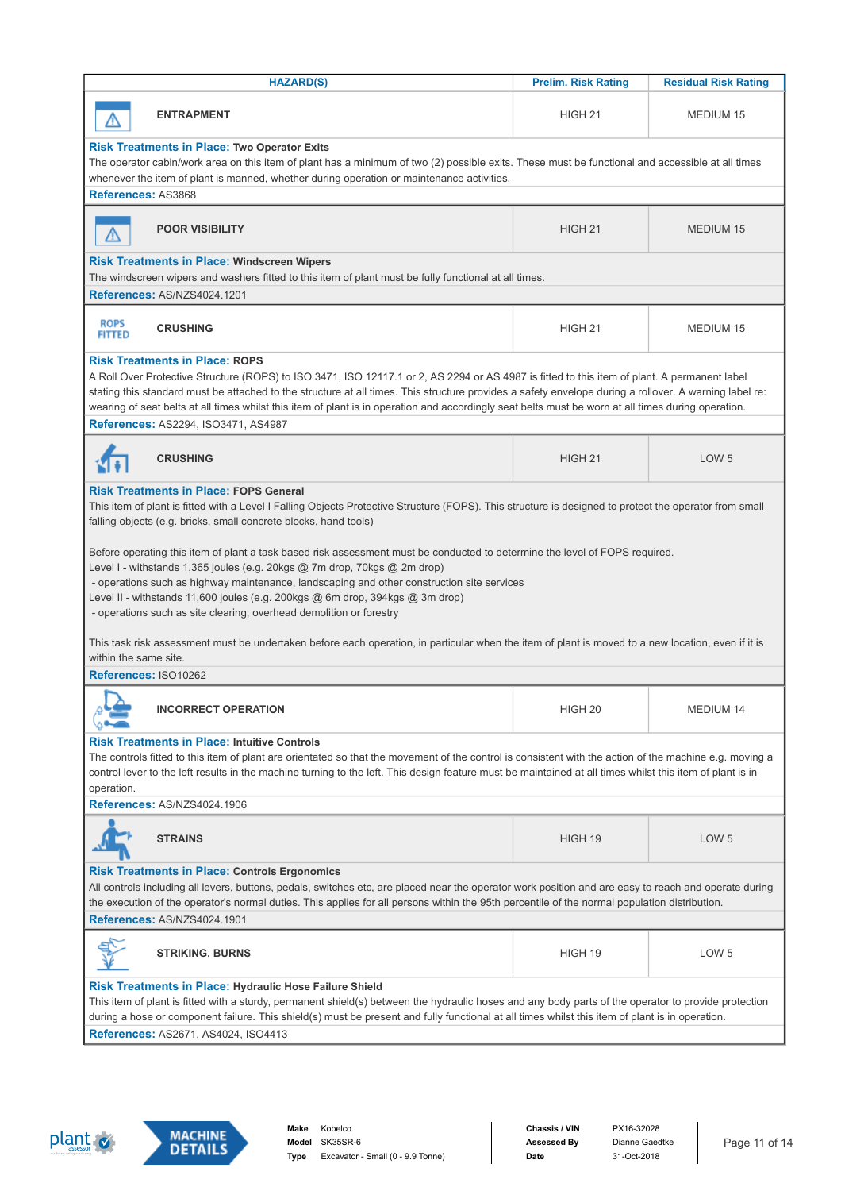| HAZARD(S) | Prelim. Risk Rating | Residual Risk Rating |
| --- | --- | --- |
| ENTRAPMENT | HIGH 21 | MEDIUM 15 |

**Risk Treatments in Place:** **Two Operator Exits**
The operator cabin/work area on this item of plant has a minimum of two (2) possible exits. These must be functional and accessible at all times whenever the item of plant is manned, whether during operation or maintenance activities.
**References:** AS3868

| HAZARD(S) | Prelim. Risk Rating | Residual Risk Rating |
| --- | --- | --- |
| POOR VISIBILITY | HIGH 21 | MEDIUM 15 |

**Risk Treatments in Place:** **Windscreen Wipers**
The windscreen wipers and washers fitted to this item of plant must be fully functional at all times.
**References:** AS/NZS4024.1201

| HAZARD(S) | Prelim. Risk Rating | Residual Risk Rating |
| --- | --- | --- |
| ROPS FITTED CRUSHING | HIGH 21 | MEDIUM 15 |

**Risk Treatments in Place:** **ROPS**
A Roll Over Protective Structure (ROPS) to ISO 3471, ISO 12117.1 or 2, AS 2294 or AS 4987 is fitted to this item of plant. A permanent label stating this standard must be attached to the structure at all times. This structure provides a safety envelope during a rollover. A warning label re: wearing of seat belts at all times whilst this item of plant is in operation and accordingly seat belts must be worn at all times during operation.
**References:** AS2294, ISO3471, AS4987

| HAZARD(S) | Prelim. Risk Rating | Residual Risk Rating |
| --- | --- | --- |
| CRUSHING | HIGH 21 | LOW 5 |

**Risk Treatments in Place:** **FOPS General**
This item of plant is fitted with a Level I Falling Objects Protective Structure (FOPS). This structure is designed to protect the operator from small falling objects (e.g. bricks, small concrete blocks, hand tools)

Before operating this item of plant a task based risk assessment must be conducted to determine the level of FOPS required.
Level I - withstands 1,365 joules (e.g. 20kgs @ 7m drop, 70kgs @ 2m drop)
 - operations such as highway maintenance, landscaping and other construction site services
Level II - withstands 11,600 joules (e.g. 200kgs @ 6m drop, 394kgs @ 3m drop)
 - operations such as site clearing, overhead demolition or forestry

This task risk assessment must be undertaken before each operation, in particular when the item of plant is moved to a new location, even if it is within the same site.
**References:** ISO10262

| HAZARD(S) | Prelim. Risk Rating | Residual Risk Rating |
| --- | --- | --- |
| INCORRECT OPERATION | HIGH 20 | MEDIUM 14 |

**Risk Treatments in Place:** **Intuitive Controls**
The controls fitted to this item of plant are orientated so that the movement of the control is consistent with the action of the machine e.g. moving a control lever to the left results in the machine turning to the left. This design feature must be maintained at all times whilst this item of plant is in operation.
**References:** AS/NZS4024.1906

| HAZARD(S) | Prelim. Risk Rating | Residual Risk Rating |
| --- | --- | --- |
| STRAINS | HIGH 19 | LOW 5 |

**Risk Treatments in Place:** **Controls Ergonomics**
All controls including all levers, buttons, pedals, switches etc, are placed near the operator work position and are easy to reach and operate during the execution of the operator's normal duties. This applies for all persons within the 95th percentile of the normal population distribution.
**References:** AS/NZS4024.1901

| HAZARD(S) | Prelim. Risk Rating | Residual Risk Rating |
| --- | --- | --- |
| STRIKING, BURNS | HIGH 19 | LOW 5 |

**Risk Treatments in Place:** **Hydraulic Hose Failure Shield**
This item of plant is fitted with a sturdy, permanent shield(s) between the hydraulic hoses and any body parts of the operator to provide protection during a hose or component failure. This shield(s) must be present and fully functional at all times whilst this item of plant is in operation.
**References:** AS2671, AS4024, ISO4413

**MACHINE DETAILS**

| | | | |
| --- | --- | --- | --- |
| **Make** | Kobelco | **Chassis / VIN** | PX16-32028 |
| **Model** | SK35SR-6 | **Assessed By** | Dianne Gaedtke |
| **Type** | Excavator - Small (0 - 9.9 Tonne) | **Date** | 31-Oct-2018 |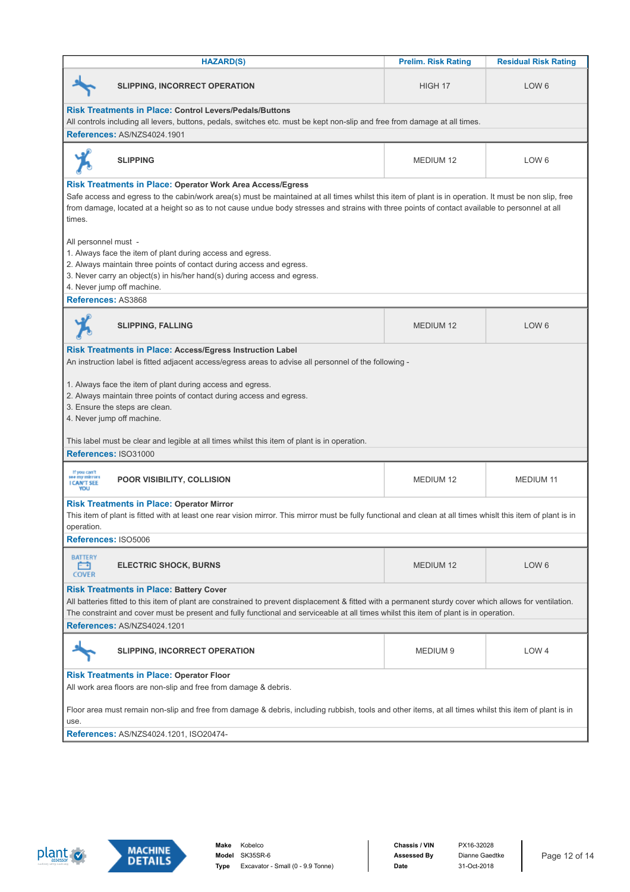| HAZARD(S) | Prelim. Risk Rating | Residual Risk Rating |
|---|---|---|
| SLIPPING, INCORRECT OPERATION | HIGH 17 | LOW 6 |

**Risk Treatments in Place:** Control Levers/Pedals/Buttons

All controls including all levers, buttons, pedals, switches etc. must be kept non-slip and free from damage at all times.

**References:** AS/NZS4024.1901

| HAZARD(S) | Prelim. Risk Rating | Residual Risk Rating |
|---|---|---|
| SLIPPING | MEDIUM 12 | LOW 6 |

**Risk Treatments in Place:** Operator Work Area Access/Egress

Safe access and egress to the cabin/work area(s) must be maintained at all times whilst this item of plant is in operation. It must be non slip, free from damage, located at a height so as to not cause undue body stresses and strains with three points of contact available to personnel at all times.

All personnel must -

1. Always face the item of plant during access and egress.
2. Always maintain three points of contact during access and egress.
3. Never carry an object(s) in his/her hand(s) during access and egress.
4. Never jump off machine.

**References:** AS3868

| HAZARD(S) | Prelim. Risk Rating | Residual Risk Rating |
|---|---|---|
| SLIPPING, FALLING | MEDIUM 12 | LOW 6 |

**Risk Treatments in Place:** Access/Egress Instruction Label

An instruction label is fitted adjacent access/egress areas to advise all personnel of the following -

1. Always face the item of plant during access and egress.
2. Always maintain three points of contact during access and egress.
3. Ensure the steps are clean.
4. Never jump off machine.

This label must be clear and legible at all times whilst this item of plant is in operation.

**References:** ISO31000

| HAZARD(S) | Prelim. Risk Rating | Residual Risk Rating |
|---|---|---|
| POOR VISIBILITY, COLLISION | MEDIUM 12 | MEDIUM 11 |

**Risk Treatments in Place:** Operator Mirror

This item of plant is fitted with at least one rear vision mirror. This mirror must be fully functional and clean at all times whilst this item of plant is in operation.

**References:** ISO5006

| HAZARD(S) | Prelim. Risk Rating | Residual Risk Rating |
|---|---|---|
| ELECTRIC SHOCK, BURNS | MEDIUM 12 | LOW 6 |

**Risk Treatments in Place:** Battery Cover

All batteries fitted to this item of plant are constrained to prevent displacement & fitted with a permanent sturdy cover which allows for ventilation. The constraint and cover must be present and fully functional and serviceable at all times whilst this item of plant is in operation.

**References:** AS/NZS4024.1201

| HAZARD(S) | Prelim. Risk Rating | Residual Risk Rating |
|---|---|---|
| SLIPPING, INCORRECT OPERATION | MEDIUM 9 | LOW 4 |

**Risk Treatments in Place:** Operator Floor

All work area floors are non-slip and free from damage & debris.

Floor area must remain non-slip and free from damage & debris, including rubbish, tools and other items, at all times whilst this item of plant is in use.

**References:** AS/NZS4024.1201, ISO20474-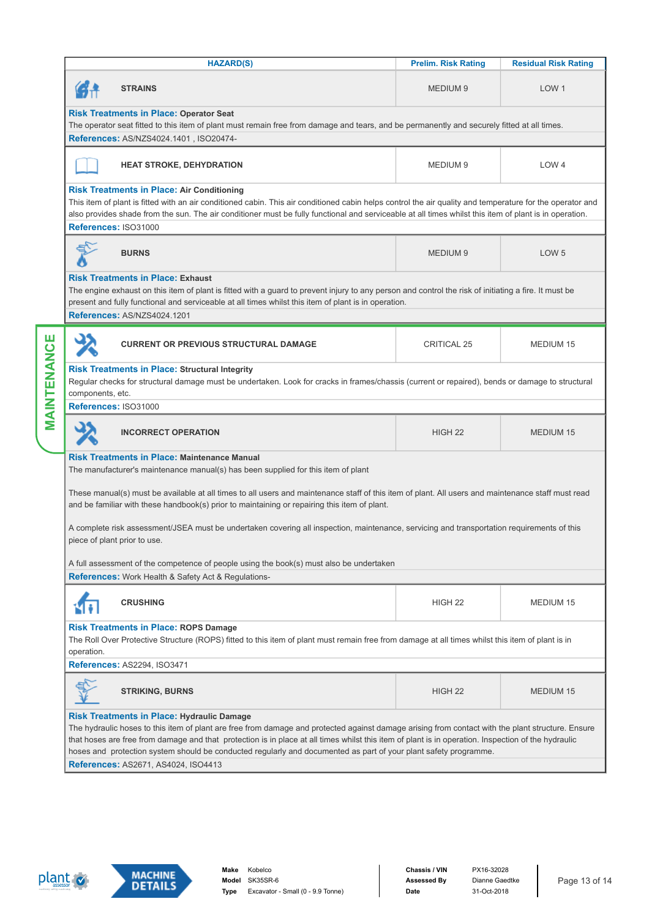| HAZARD(S) | Prelim. Risk Rating | Residual Risk Rating |
|---|---|---|
| STRAINS | MEDIUM 9 | LOW 1 |

**Risk Treatments in Place:** **Operator Seat**
The operator seat fitted to this item of plant must remain free from damage and tears, and be permanently and securely fitted at all times.
**References:** AS/NZS4024.1401 , ISO20474-

| HAZARD(S) | Prelim. Risk Rating | Residual Risk Rating |
|---|---|---|
| HEAT STROKE, DEHYDRATION | MEDIUM 9 | LOW 4 |

**Risk Treatments in Place:** **Air Conditioning**
This item of plant is fitted with an air conditioned cabin. This air conditioned cabin helps control the air quality and temperature for the operator and also provides shade from the sun. The air conditioner must be fully functional and serviceable at all times whilst this item of plant is in operation.
**References:** ISO31000

| HAZARD(S) | Prelim. Risk Rating | Residual Risk Rating |
|---|---|---|
| BURNS | MEDIUM 9 | LOW 5 |

**Risk Treatments in Place:** **Exhaust**
The engine exhaust on this item of plant is fitted with a guard to prevent injury to any person and control the risk of initiating a fire. It must be present and fully functional and serviceable at all times whilst this item of plant is in operation.
**References:** AS/NZS4024.1201

## MAINTENANCE

| HAZARD(S) | Prelim. Risk Rating | Residual Risk Rating |
|---|---|---|
| CURRENT OR PREVIOUS STRUCTURAL DAMAGE | CRITICAL 25 | MEDIUM 15 |

**Risk Treatments in Place:** **Structural Integrity**
Regular checks for structural damage must be undertaken. Look for cracks in frames/chassis (current or repaired), bends or damage to structural components, etc.
**References:** ISO31000

| HAZARD(S) | Prelim. Risk Rating | Residual Risk Rating |
|---|---|---|
| INCORRECT OPERATION | HIGH 22 | MEDIUM 15 |

**Risk Treatments in Place:** **Maintenance Manual**
The manufacturer's maintenance manual(s) has been supplied for this item of plant

These manual(s) must be available at all times to all users and maintenance staff of this item of plant. All users and maintenance staff must read and be familiar with these handbook(s) prior to maintaining or repairing this item of plant.

A complete risk assessment/JSEA must be undertaken covering all inspection, maintenance, servicing and transportation requirements of this piece of plant prior to use.

A full assessment of the competence of people using the book(s) must also be undertaken
**References:** Work Health & Safety Act & Regulations-

| HAZARD(S) | Prelim. Risk Rating | Residual Risk Rating |
|---|---|---|
| CRUSHING | HIGH 22 | MEDIUM 15 |

**Risk Treatments in Place:** **ROPS Damage**
The Roll Over Protective Structure (ROPS) fitted to this item of plant must remain free from damage at all times whilst this item of plant is in operation.
**References:** AS2294, ISO3471

| HAZARD(S) | Prelim. Risk Rating | Residual Risk Rating |
|---|---|---|
| STRIKING, BURNS | HIGH 22 | MEDIUM 15 |

**Risk Treatments in Place:** **Hydraulic Damage**
The hydraulic hoses to this item of plant are free from damage and protected against damage arising from contact with the plant structure. Ensure that hoses are free from damage and that protection is in place at all times whilst this item of plant is in operation. Inspection of the hydraulic hoses and protection system should be conducted regularly and documented as part of your plant safety programme.
**References:** AS2671, AS4024, ISO4413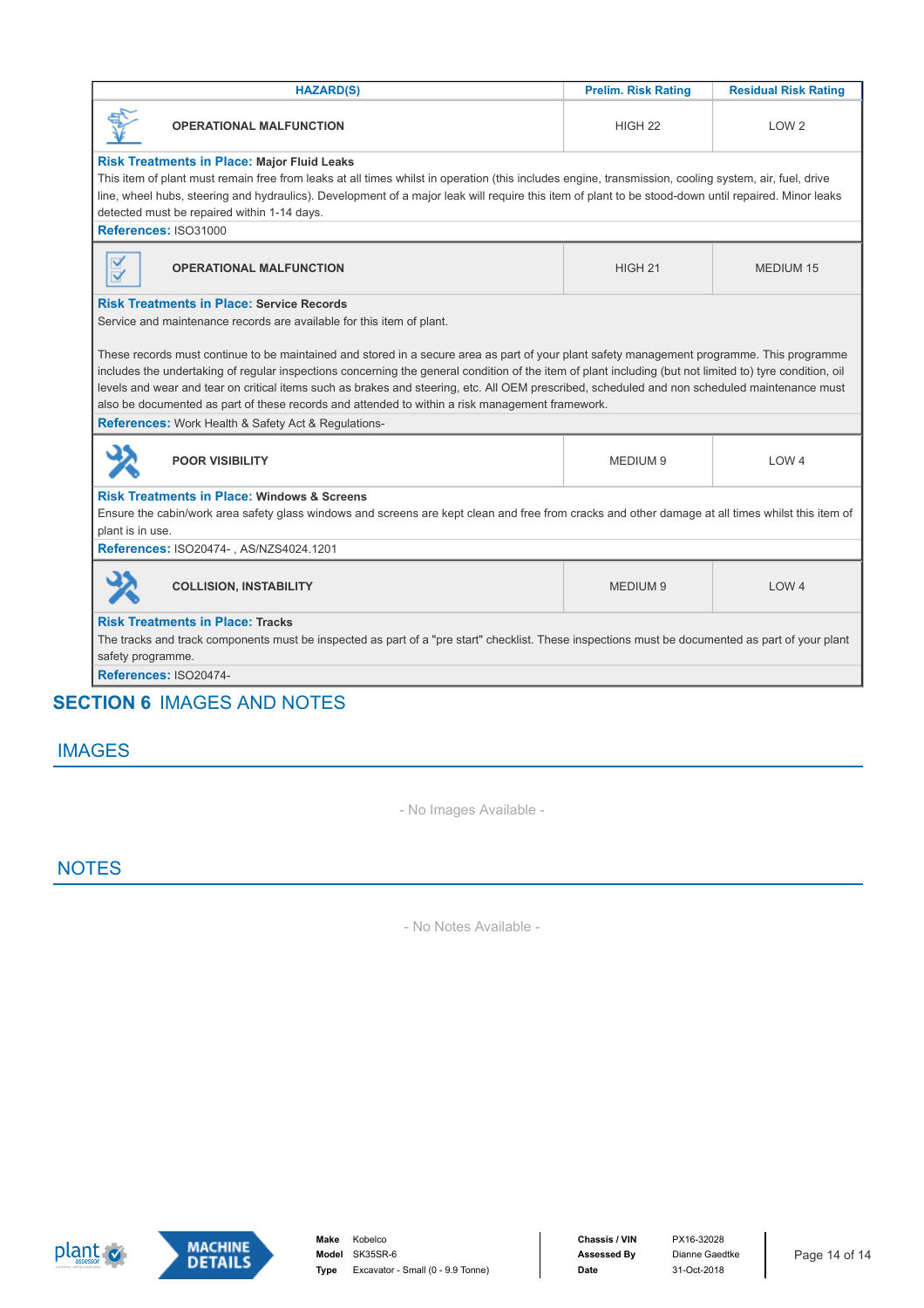| HAZARD(S) | Prelim. Risk Rating | Residual Risk Rating |
|---|---|---|
| OPERATIONAL MALFUNCTION | HIGH 22 | LOW 2 |
| **Risk Treatments in Place:** **Major Fluid Leaks**<br>This item of plant must remain free from leaks at all times whilst in operation (this includes engine, transmission, cooling system, air, fuel, drive line, wheel hubs, steering and hydraulics). Development of a major leak will require this item of plant to be stood-down until repaired. Minor leaks detected must be repaired within 1-14 days.<br>**References:** ISO31000 | | |
| OPERATIONAL MALFUNCTION | HIGH 21 | MEDIUM 15 |
| **Risk Treatments in Place:** **Service Records**<br>Service and maintenance records are available for this item of plant.<br><br>These records must continue to be maintained and stored in a secure area as part of your plant safety management programme. This programme includes the undertaking of regular inspections concerning the general condition of the item of plant including (but not limited to) tyre condition, oil levels and wear and tear on critical items such as brakes and steering, etc. All OEM prescribed, scheduled and non scheduled maintenance must also be documented as part of these records and attended to within a risk management framework.<br>**References:** Work Health & Safety Act & Regulations- | | |
| POOR VISIBILITY | MEDIUM 9 | LOW 4 |
| **Risk Treatments in Place:** **Windows & Screens**<br>Ensure the cabin/work area safety glass windows and screens are kept clean and free from cracks and other damage at all times whilst this item of plant is in use.<br>**References:** ISO20474- , AS/NZS4024.1201 | | |
| COLLISION, INSTABILITY | MEDIUM 9 | LOW 4 |
| **Risk Treatments in Place:** **Tracks**<br>The tracks and track components must be inspected as part of a "pre start" checklist. These inspections must be documented as part of your plant safety programme.<br>**References:** ISO20474- | | |

# SECTION 6 IMAGES AND NOTES

## IMAGES

- No Images Available -

## NOTES

- No Notes Available -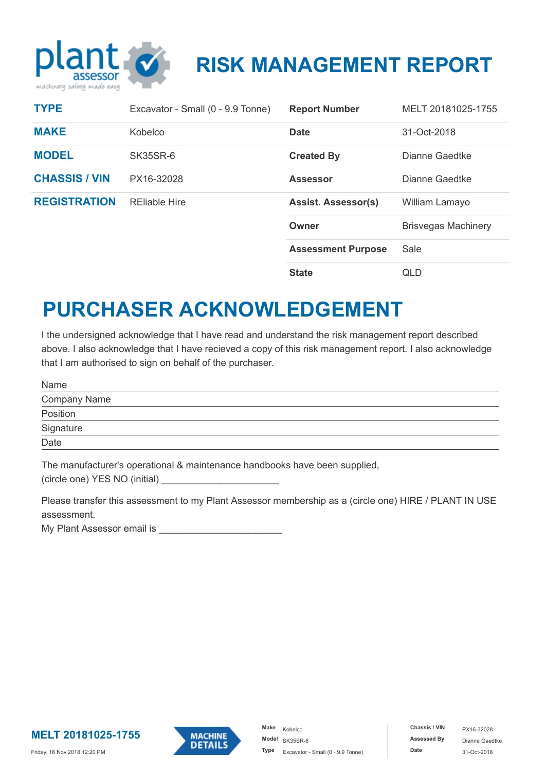# RISK MANAGEMENT REPORT

| | | | |
|---|---|---|---|
| **TYPE** | Excavator - Small (0 - 9.9 Tonne) | **Report Number** | MELT 20181025-1755 |
| **MAKE** | Kobelco | **Date** | 31-Oct-2018 |
| **MODEL** | SK35SR-6 | **Created By** | Dianne Gaedtke |
| **CHASSIS / VIN** | PX16-32028 | **Assessor** | Dianne Gaedtke |
| **REGISTRATION** | REliable Hire | **Assist. Assessor(s)** | William Lamayo |
| | | **Owner** | Brisvegas Machinery |
| | | **Assessment Purpose** | Sale |
| | | **State** | QLD |

# PURCHASER ACKNOWLEDGEMENT

I the undersigned acknowledge that I have read and understand the risk management report described above. I also acknowledge that I have recieved a copy of this risk management report. I also acknowledge that I am authorised to sign on behalf of the purchaser.

Name

Company Name

Position

Signature

Date

The manufacturer's operational & maintenance handbooks have been supplied, (circle one) YES NO (initial) ______________________

Please transfer this assessment to my Plant Assessor membership as a (circle one) HIRE / PLANT IN USE assessment.

My Plant Assessor email is ________________________